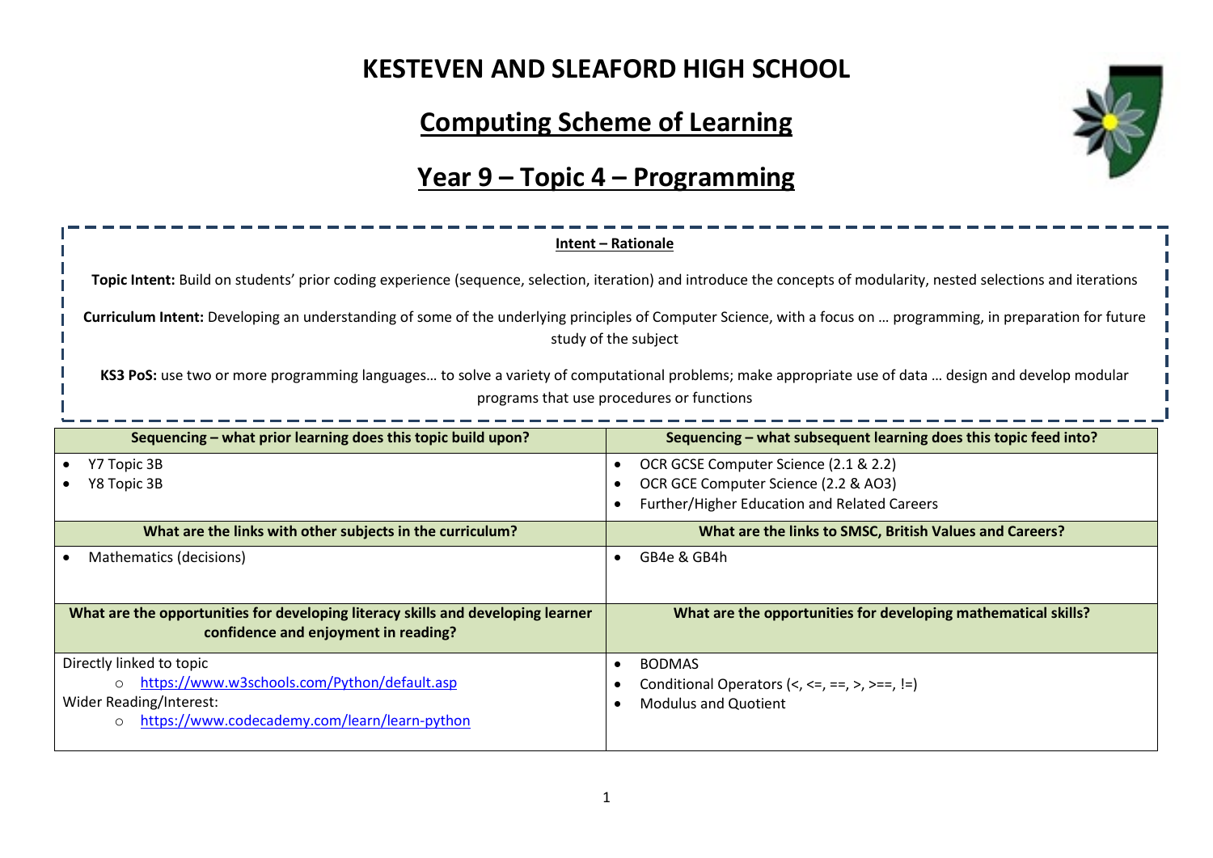# KESTEVEN AND SLEAFORD HIGH SCHOOL

## Computing Scheme of Learning

## Year 9 – Topic 4 – Programming

**Intent – Rationale**

**Topic Intent:** Build on students' prior coding experience (sequence, selection, iteration) and introduce the concepts of modularity, nested selections and iterations

**Curriculum Intent:** Developing an understanding of some of the underlying principles of Computer Science, with a focus on … programming, in preparation for future study of the subject

**KS3 PoS:** use two or more programming languages… to solve a variety of computational problems; make appropriate use of data … design and develop modular programs that use procedures or functions

| Sequencing – what prior learning does this topic build upon? | Sequencing – what subsequent learning does this topic feed into? |
| --- | --- |
| • Y7 Topic 3B<br>• Y8 Topic 3B | • OCR GCSE Computer Science (2.1 & 2.2)<br>• OCR GCE Computer Science (2.2 & AO3)<br>• Further/Higher Education and Related Careers |
| **What are the links with other subjects in the curriculum?** | **What are the links to SMSC, British Values and Careers?** |
| • Mathematics (decisions) | • GB4e & GB4h |
| **What are the opportunities for developing literacy skills and developing learner confidence and enjoyment in reading?** | **What are the opportunities for developing mathematical skills?** |
| Directly linked to topic<br>○ https://www.w3schools.com/Python/default.asp<br>Wider Reading/Interest:<br>○ https://www.codecademy.com/learn/learn-python | • BODMAS<br>• Conditional Operators (<, <=, ==, >, >==, !=)<br>• Modulus and Quotient |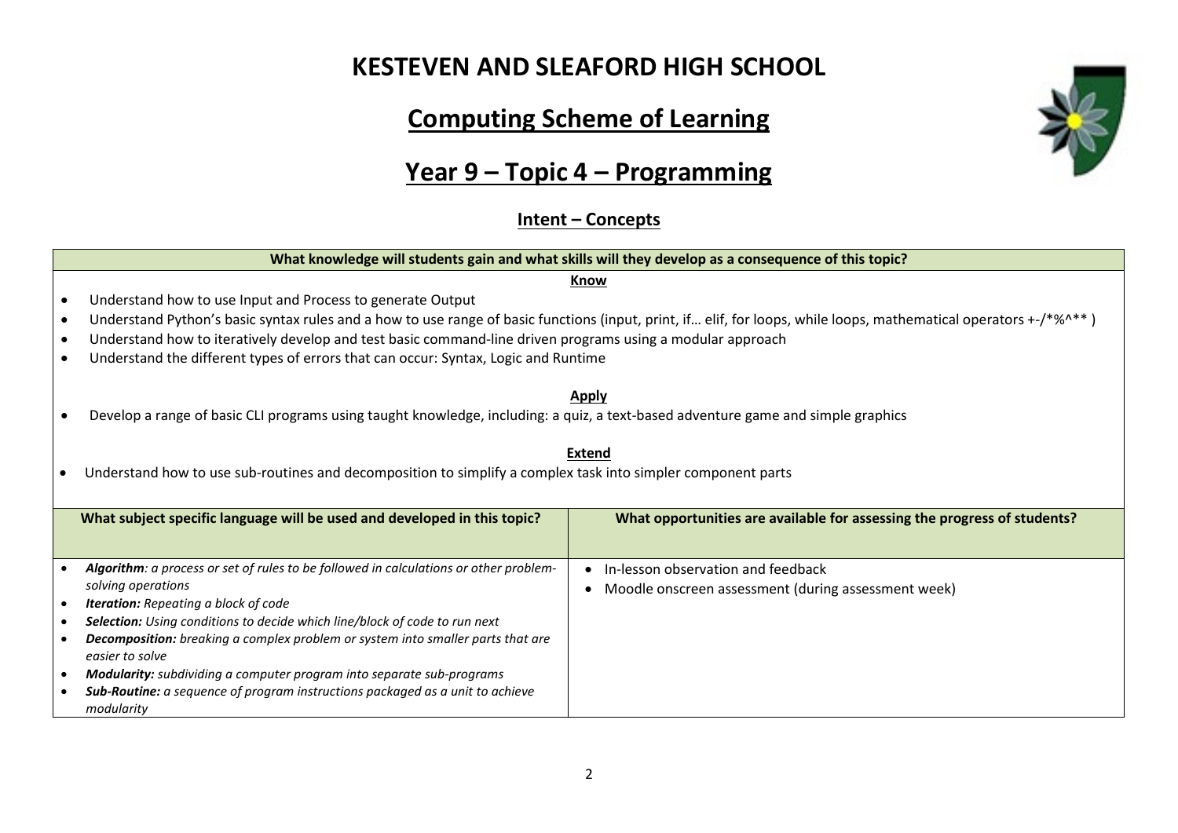# KESTEVEN AND SLEAFORD HIGH SCHOOL

## Computing Scheme of Learning

## Year 9 – Topic 4 – Programming

### Intent – Concepts

**What knowledge will students gain and what skills will they develop as a consequence of this topic?**

**Know**

- Understand how to use Input and Process to generate Output
- Understand Python's basic syntax rules and a how to use range of basic functions (input, print, if… elif, for loops, while loops, mathematical operators +-/*%^** )
- Understand how to iteratively develop and test basic command-line driven programs using a modular approach
- Understand the different types of errors that can occur: Syntax, Logic and Runtime

**Apply**

- Develop a range of basic CLI programs using taught knowledge, including: a quiz, a text-based adventure game and simple graphics

**Extend**

- Understand how to use sub-routines and decomposition to simplify a complex task into simpler component parts

| What subject specific language will be used and developed in this topic? | What opportunities are available for assessing the progress of students? |
|---|---|
| • ***Algorithm**: a process or set of rules to be followed in calculations or other problem-solving operations*<br>• ***Iteration:** Repeating a block of code*<br>• ***Selection:** Using conditions to decide which line/block of code to run next*<br>• ***Decomposition:** breaking a complex problem or system into smaller parts that are easier to solve*<br>• ***Modularity:** subdividing a computer program into separate sub-programs*<br>• ***Sub-Routine:** a sequence of program instructions packaged as a unit to achieve modularity* | • In-lesson observation and feedback<br>• Moodle onscreen assessment (during assessment week) |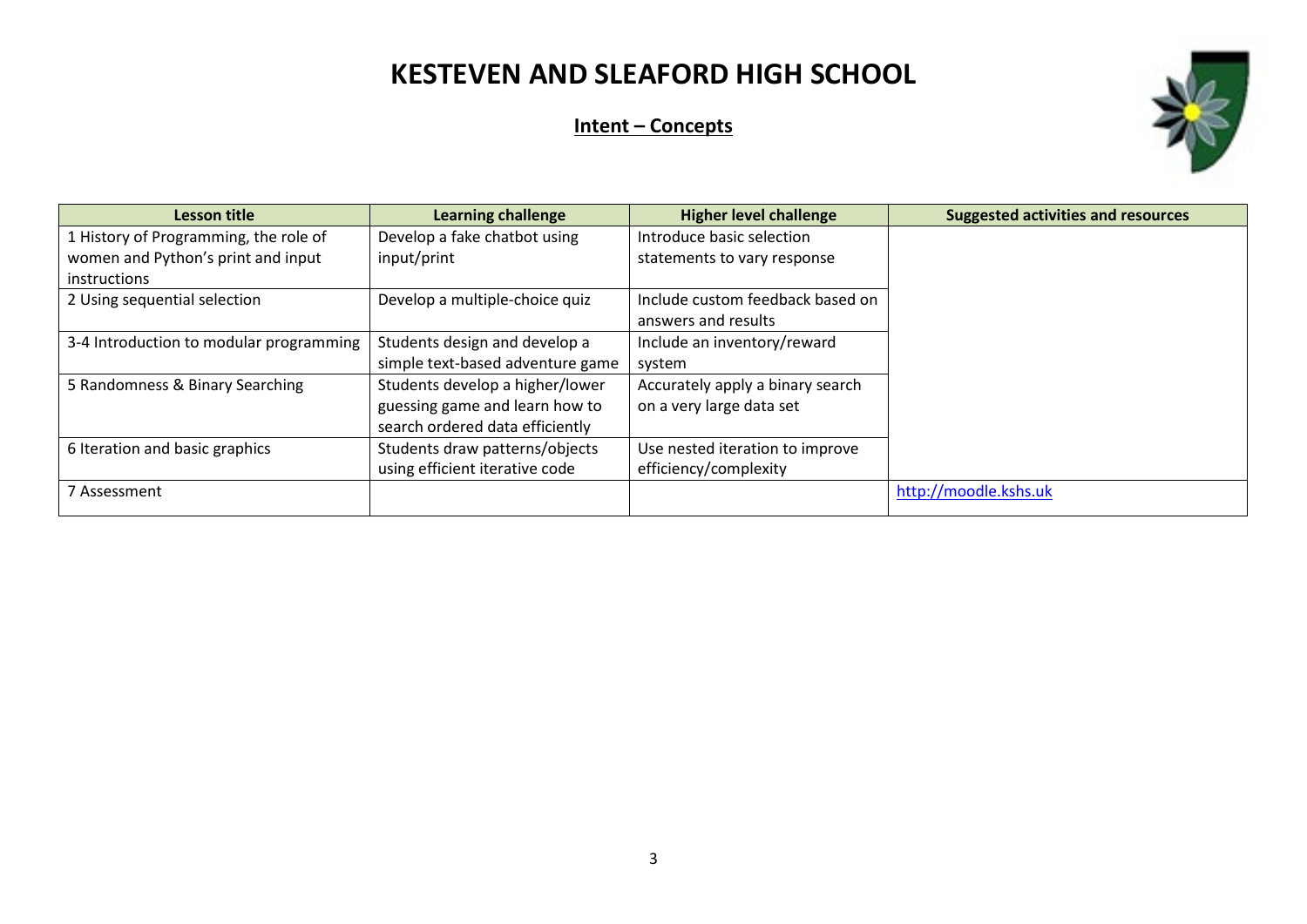# KESTEVEN AND SLEAFORD HIGH SCHOOL

## Intent – Concepts

| Lesson title | Learning challenge | Higher level challenge | Suggested activities and resources |
|---|---|---|---|
| 1 History of Programming, the role of women and Python's print and input instructions | Develop a fake chatbot using input/print | Introduce basic selection statements to vary response | |
| 2 Using sequential selection | Develop a multiple-choice quiz | Include custom feedback based on answers and results | |
| 3-4 Introduction to modular programming | Students design and develop a simple text-based adventure game | Include an inventory/reward system | |
| 5 Randomness & Binary Searching | Students develop a higher/lower guessing game and learn how to search ordered data efficiently | Accurately apply a binary search on a very large data set | |
| 6 Iteration and basic graphics | Students draw patterns/objects using efficient iterative code | Use nested iteration to improve efficiency/complexity | |
| 7 Assessment | | | http://moodle.kshs.uk |